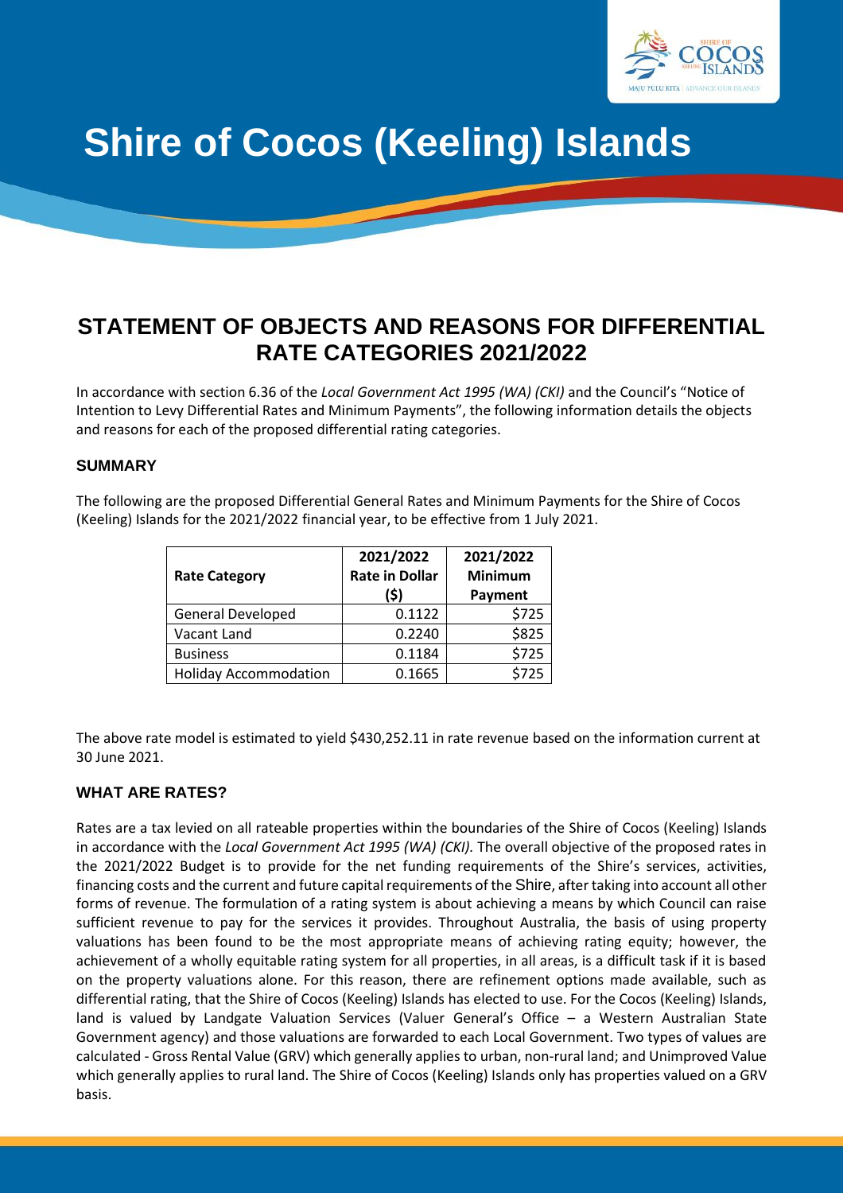# Shire of Cocos (Keeling) Islands

## STATEMENT OF OBJECTS AND REASONS FOR DIFFERENTIAL RATE CATEGORIES 2021/2022

In accordance with section 6.36 of the *Local Government Act 1995 (WA) (CKI)* and the Council's "Notice of Intention to Levy Differential Rates and Minimum Payments", the following information details the objects and reasons for each of the proposed differential rating categories.

### SUMMARY

The following are the proposed Differential General Rates and Minimum Payments for the Shire of Cocos (Keeling) Islands for the 2021/2022 financial year, to be effective from 1 July 2021.

| Rate Category | 2021/2022 Rate in Dollar ($) | 2021/2022 Minimum Payment |
|---|---|---|
| General Developed | 0.1122 | $725 |
| Vacant Land | 0.2240 | $825 |
| Business | 0.1184 | $725 |
| Holiday Accommodation | 0.1665 | $725 |

The above rate model is estimated to yield $430,252.11 in rate revenue based on the information current at 30 June 2021.

### WHAT ARE RATES?

Rates are a tax levied on all rateable properties within the boundaries of the Shire of Cocos (Keeling) Islands in accordance with the *Local Government Act 1995 (WA) (CKI).* The overall objective of the proposed rates in the 2021/2022 Budget is to provide for the net funding requirements of the Shire's services, activities, financing costs and the current and future capital requirements of the Shire, after taking into account all other forms of revenue. The formulation of a rating system is about achieving a means by which Council can raise sufficient revenue to pay for the services it provides. Throughout Australia, the basis of using property valuations has been found to be the most appropriate means of achieving rating equity; however, the achievement of a wholly equitable rating system for all properties, in all areas, is a difficult task if it is based on the property valuations alone. For this reason, there are refinement options made available, such as differential rating, that the Shire of Cocos (Keeling) Islands has elected to use. For the Cocos (Keeling) Islands, land is valued by Landgate Valuation Services (Valuer General's Office – a Western Australian State Government agency) and those valuations are forwarded to each Local Government. Two types of values are calculated - Gross Rental Value (GRV) which generally applies to urban, non-rural land; and Unimproved Value which generally applies to rural land. The Shire of Cocos (Keeling) Islands only has properties valued on a GRV basis.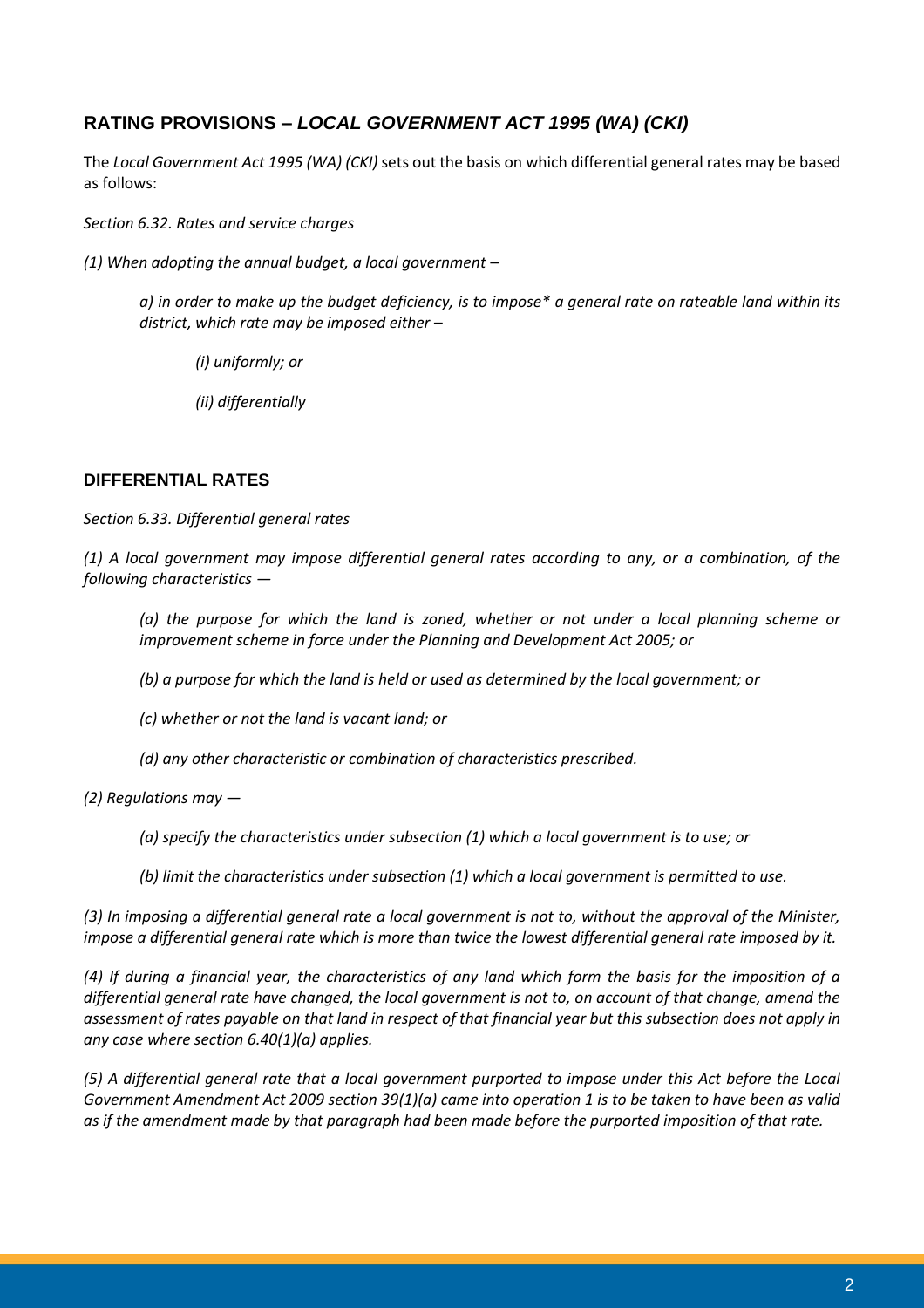## RATING PROVISIONS – *LOCAL GOVERNMENT ACT 1995 (WA) (CKI)*

The *Local Government Act 1995 (WA) (CKI)* sets out the basis on which differential general rates may be based as follows:

*Section 6.32. Rates and service charges*

*(1) When adopting the annual budget, a local government –*

> *a) in order to make up the budget deficiency, is to impose* a general rate on rateable land within its district, which rate may be imposed either –*
>
> > *(i) uniformly; or*
> >
> > *(ii) differentially*

## DIFFERENTIAL RATES

*Section 6.33. Differential general rates*

*(1) A local government may impose differential general rates according to any, or a combination, of the following characteristics —*

> *(a) the purpose for which the land is zoned, whether or not under a local planning scheme or improvement scheme in force under the Planning and Development Act 2005; or*
>
> *(b) a purpose for which the land is held or used as determined by the local government; or*
>
> *(c) whether or not the land is vacant land; or*
>
> *(d) any other characteristic or combination of characteristics prescribed.*

*(2) Regulations may —*

> *(a) specify the characteristics under subsection (1) which a local government is to use; or*
>
> *(b) limit the characteristics under subsection (1) which a local government is permitted to use.*

*(3) In imposing a differential general rate a local government is not to, without the approval of the Minister, impose a differential general rate which is more than twice the lowest differential general rate imposed by it.*

*(4) If during a financial year, the characteristics of any land which form the basis for the imposition of a differential general rate have changed, the local government is not to, on account of that change, amend the assessment of rates payable on that land in respect of that financial year but this subsection does not apply in any case where section 6.40(1)(a) applies.*

*(5) A differential general rate that a local government purported to impose under this Act before the Local Government Amendment Act 2009 section 39(1)(a) came into operation 1 is to be taken to have been as valid as if the amendment made by that paragraph had been made before the purported imposition of that rate.*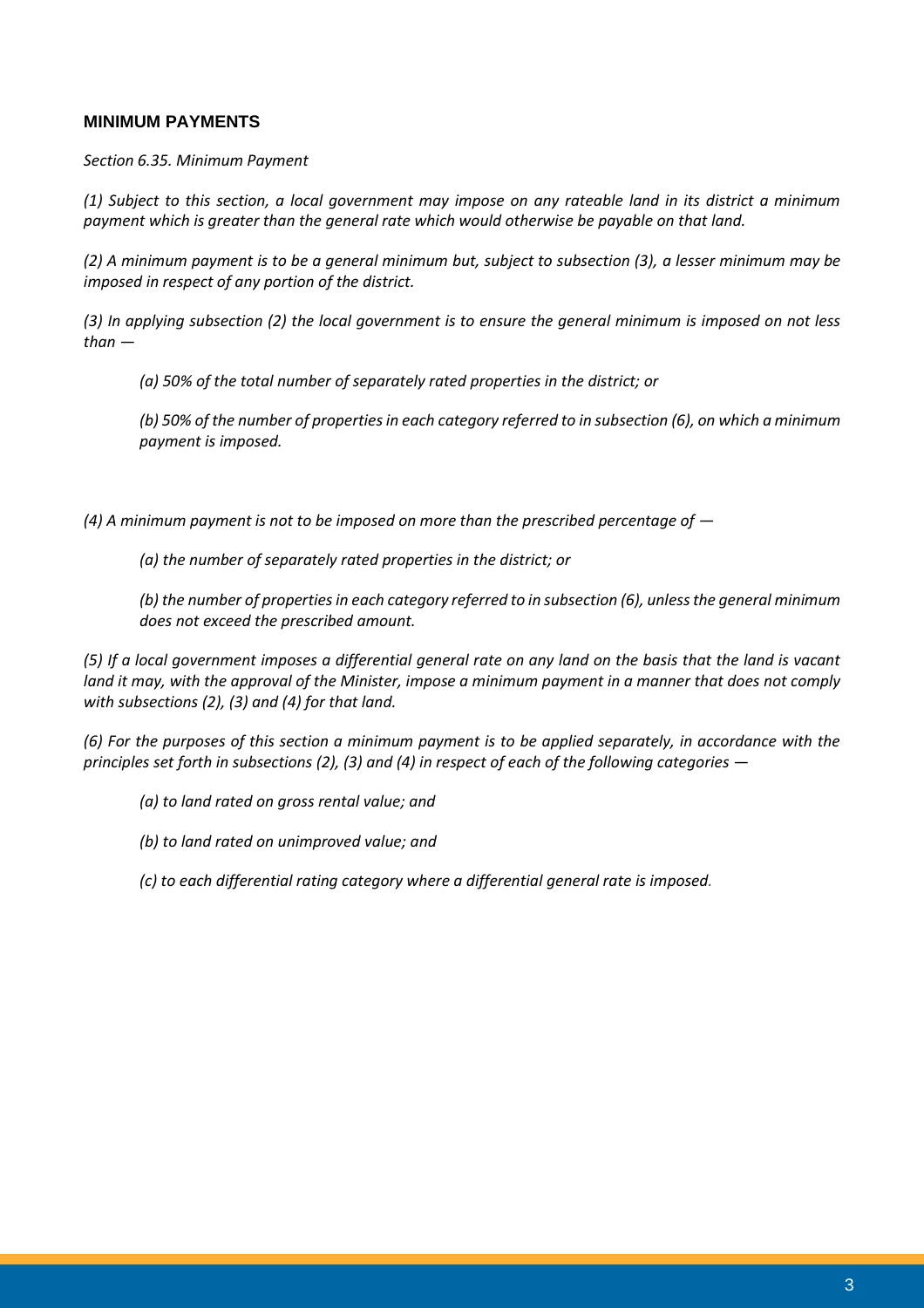## MINIMUM PAYMENTS

*Section 6.35. Minimum Payment*

*(1) Subject to this section, a local government may impose on any rateable land in its district a minimum payment which is greater than the general rate which would otherwise be payable on that land.*

*(2) A minimum payment is to be a general minimum but, subject to subsection (3), a lesser minimum may be imposed in respect of any portion of the district.*

*(3) In applying subsection (2) the local government is to ensure the general minimum is imposed on not less than —*

> *(a) 50% of the total number of separately rated properties in the district; or*
>
> *(b) 50% of the number of properties in each category referred to in subsection (6), on which a minimum payment is imposed.*

*(4) A minimum payment is not to be imposed on more than the prescribed percentage of —*

> *(a) the number of separately rated properties in the district; or*
>
> *(b) the number of properties in each category referred to in subsection (6), unless the general minimum does not exceed the prescribed amount.*

*(5) If a local government imposes a differential general rate on any land on the basis that the land is vacant land it may, with the approval of the Minister, impose a minimum payment in a manner that does not comply with subsections (2), (3) and (4) for that land.*

*(6) For the purposes of this section a minimum payment is to be applied separately, in accordance with the principles set forth in subsections (2), (3) and (4) in respect of each of the following categories —*

> *(a) to land rated on gross rental value; and*
>
> *(b) to land rated on unimproved value; and*
>
> *(c) to each differential rating category where a differential general rate is imposed.*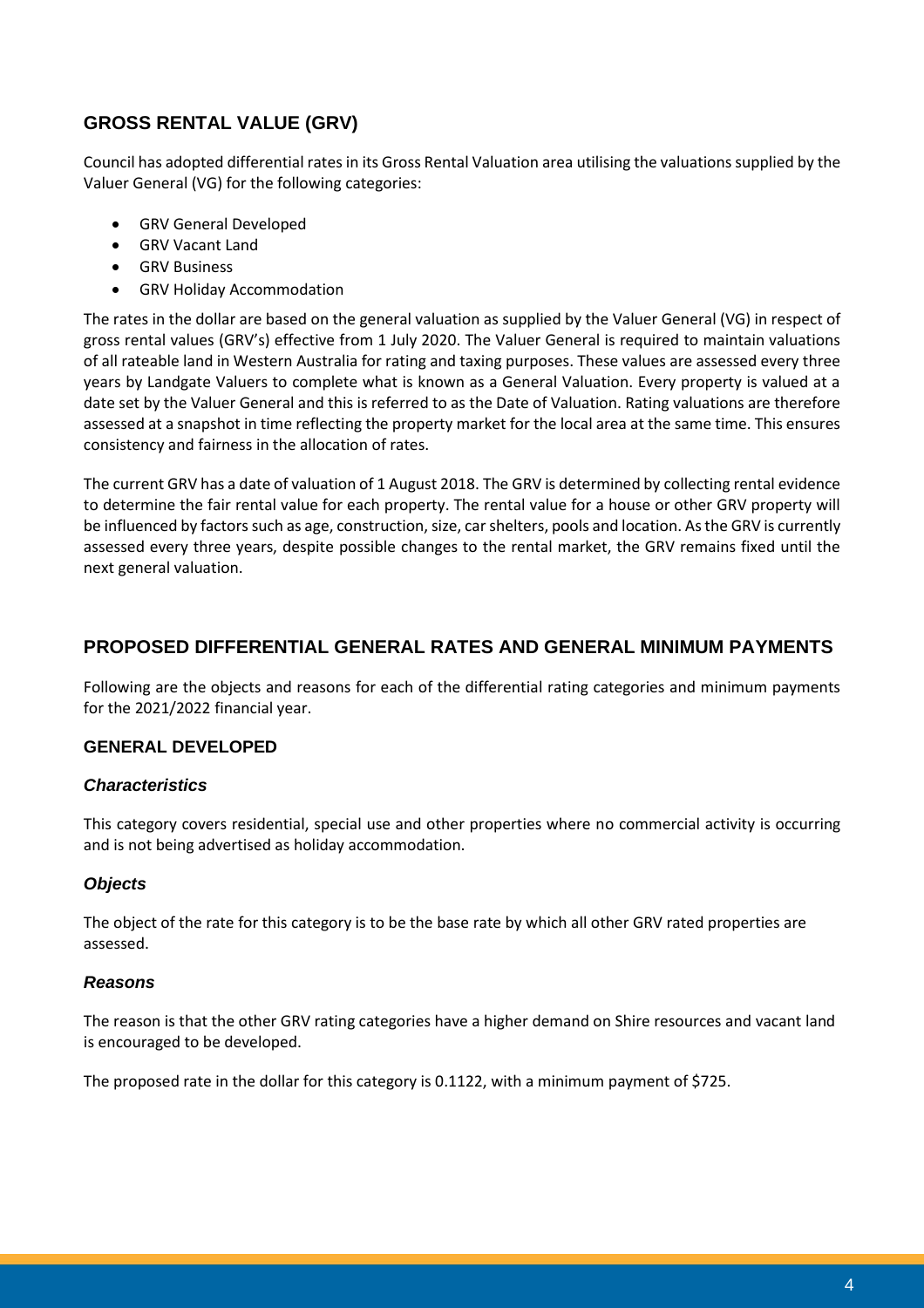## GROSS RENTAL VALUE (GRV)

Council has adopted differential rates in its Gross Rental Valuation area utilising the valuations supplied by the Valuer General (VG) for the following categories:

- GRV General Developed
- GRV Vacant Land
- GRV Business
- GRV Holiday Accommodation

The rates in the dollar are based on the general valuation as supplied by the Valuer General (VG) in respect of gross rental values (GRV's) effective from 1 July 2020. The Valuer General is required to maintain valuations of all rateable land in Western Australia for rating and taxing purposes. These values are assessed every three years by Landgate Valuers to complete what is known as a General Valuation. Every property is valued at a date set by the Valuer General and this is referred to as the Date of Valuation. Rating valuations are therefore assessed at a snapshot in time reflecting the property market for the local area at the same time. This ensures consistency and fairness in the allocation of rates.

The current GRV has a date of valuation of 1 August 2018. The GRV is determined by collecting rental evidence to determine the fair rental value for each property. The rental value for a house or other GRV property will be influenced by factors such as age, construction, size, car shelters, pools and location. As the GRV is currently assessed every three years, despite possible changes to the rental market, the GRV remains fixed until the next general valuation.

## PROPOSED DIFFERENTIAL GENERAL RATES AND GENERAL MINIMUM PAYMENTS

Following are the objects and reasons for each of the differential rating categories and minimum payments for the 2021/2022 financial year.

### GENERAL DEVELOPED

#### *Characteristics*

This category covers residential, special use and other properties where no commercial activity is occurring and is not being advertised as holiday accommodation.

#### *Objects*

The object of the rate for this category is to be the base rate by which all other GRV rated properties are assessed.

#### *Reasons*

The reason is that the other GRV rating categories have a higher demand on Shire resources and vacant land is encouraged to be developed.

The proposed rate in the dollar for this category is 0.1122, with a minimum payment of $725.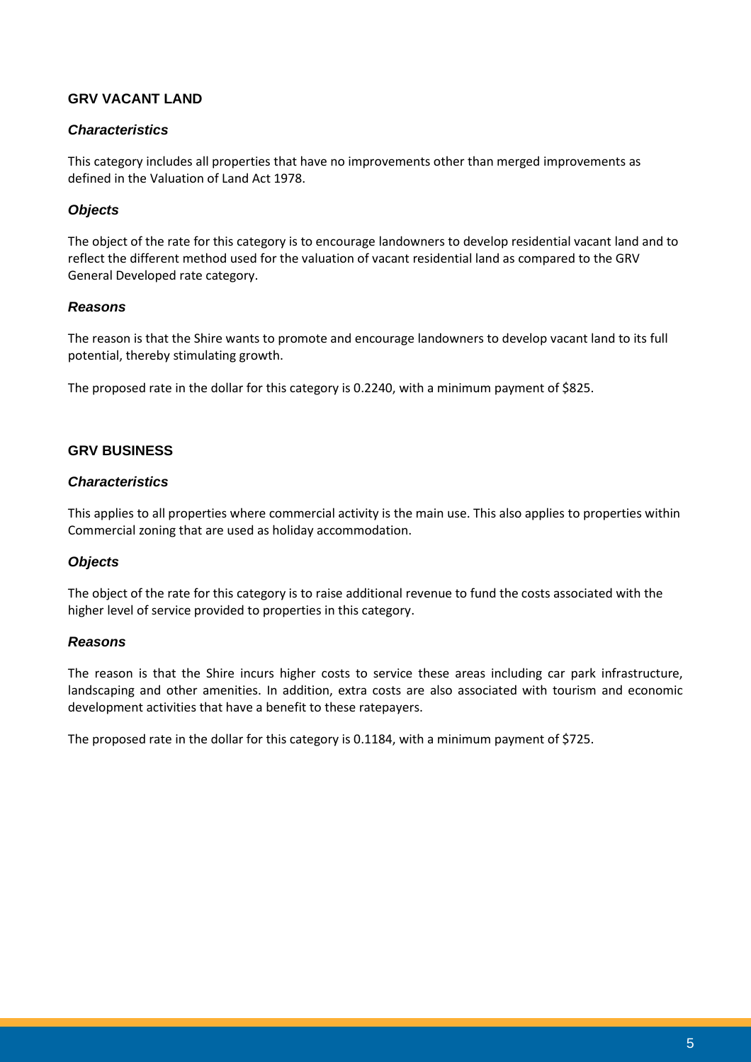## GRV VACANT LAND

### *Characteristics*

This category includes all properties that have no improvements other than merged improvements as defined in the Valuation of Land Act 1978.

### *Objects*

The object of the rate for this category is to encourage landowners to develop residential vacant land and to reflect the different method used for the valuation of vacant residential land as compared to the GRV General Developed rate category.

### *Reasons*

The reason is that the Shire wants to promote and encourage landowners to develop vacant land to its full potential, thereby stimulating growth.

The proposed rate in the dollar for this category is 0.2240, with a minimum payment of $825.

## GRV BUSINESS

### *Characteristics*

This applies to all properties where commercial activity is the main use. This also applies to properties within Commercial zoning that are used as holiday accommodation.

### *Objects*

The object of the rate for this category is to raise additional revenue to fund the costs associated with the higher level of service provided to properties in this category.

### *Reasons*

The reason is that the Shire incurs higher costs to service these areas including car park infrastructure, landscaping and other amenities. In addition, extra costs are also associated with tourism and economic development activities that have a benefit to these ratepayers.

The proposed rate in the dollar for this category is 0.1184, with a minimum payment of $725.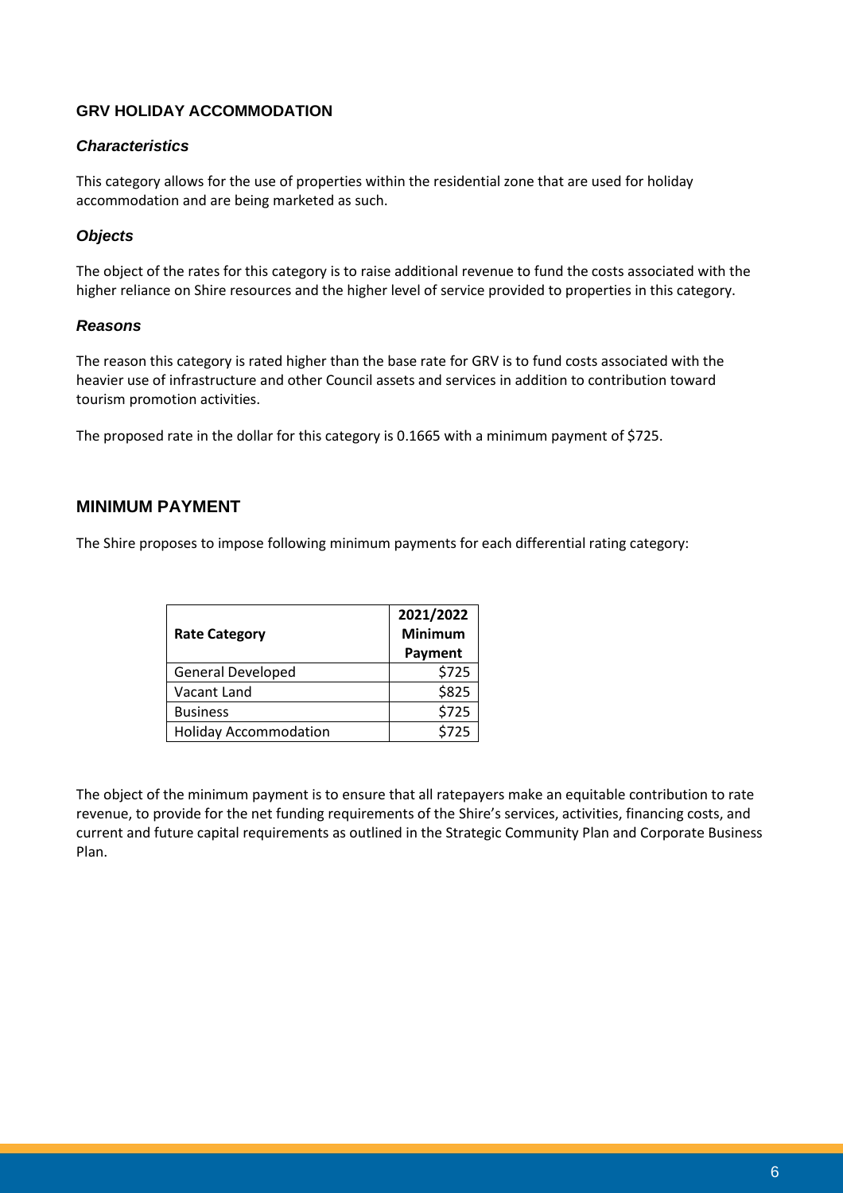## GRV HOLIDAY ACCOMMODATION

### *Characteristics*

This category allows for the use of properties within the residential zone that are used for holiday accommodation and are being marketed as such.

### *Objects*

The object of the rates for this category is to raise additional revenue to fund the costs associated with the higher reliance on Shire resources and the higher level of service provided to properties in this category.

### *Reasons*

The reason this category is rated higher than the base rate for GRV is to fund costs associated with the heavier use of infrastructure and other Council assets and services in addition to contribution toward tourism promotion activities.

The proposed rate in the dollar for this category is 0.1665 with a minimum payment of $725.

## MINIMUM PAYMENT

The Shire proposes to impose following minimum payments for each differential rating category:

| Rate Category | 2021/2022 Minimum Payment |
|---|---|
| General Developed | $725 |
| Vacant Land | $825 |
| Business | $725 |
| Holiday Accommodation | $725 |

The object of the minimum payment is to ensure that all ratepayers make an equitable contribution to rate revenue, to provide for the net funding requirements of the Shire's services, activities, financing costs, and current and future capital requirements as outlined in the Strategic Community Plan and Corporate Business Plan.